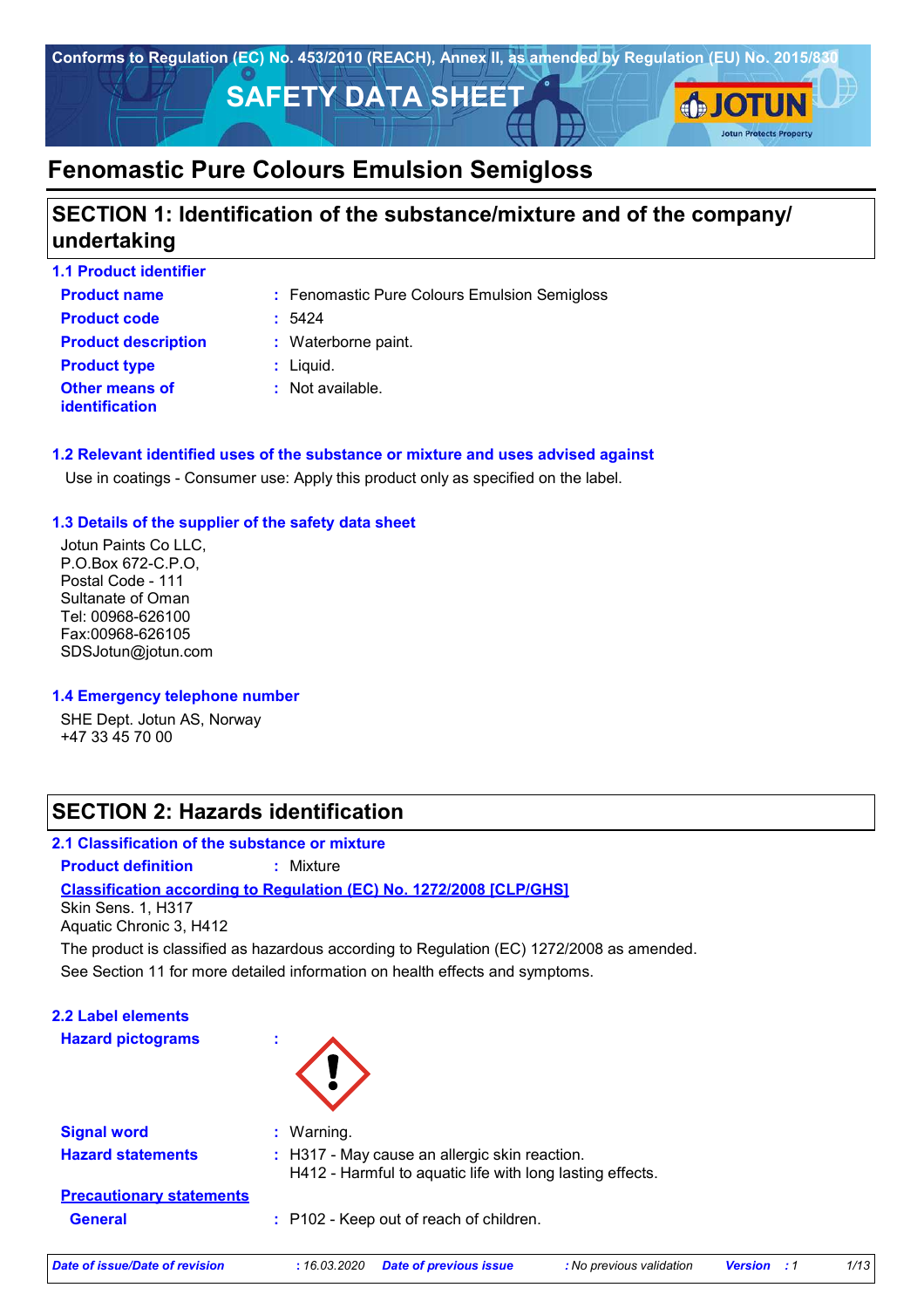Conforms to Regulation (EC) No. 453/2010 (REACH), Annex II, as amended by Regulation (EU) No. 2015/830

# SAFETY DATA SHEET

JOTUN
Jotun Protects Property

# Fenomastic Pure Colours Emulsion Semigloss

## SECTION 1: Identification of the substance/mixture and of the company/ undertaking

### 1.1 Product identifier

| | | |
|---|---|---|
| **Product name** | : | Fenomastic Pure Colours Emulsion Semigloss |
| **Product code** | : | 5424 |
| **Product description** | : | Waterborne paint. |
| **Product type** | : | Liquid. |
| **Other means of identification** | : | Not available. |

### 1.2 Relevant identified uses of the substance or mixture and uses advised against

Use in coatings - Consumer use: Apply this product only as specified on the label.

### 1.3 Details of the supplier of the safety data sheet

Jotun Paints Co LLC,
P.O.Box 672-C.P.O,
Postal Code - 111
Sultanate of Oman
Tel: 00968-626100
Fax:00968-626105
SDSJotun@jotun.com

### 1.4 Emergency telephone number

SHE Dept. Jotun AS, Norway
+47 33 45 70 00

## SECTION 2: Hazards identification

### 2.1 Classification of the substance or mixture

**Product definition** : Mixture

**Classification according to Regulation (EC) No. 1272/2008 [CLP/GHS]**

Skin Sens. 1, H317
Aquatic Chronic 3, H412

The product is classified as hazardous according to Regulation (EC) 1272/2008 as amended.

See Section 11 for more detailed information on health effects and symptoms.

### 2.2 Label elements

**Hazard pictograms** :

**Signal word** : Warning.

**Hazard statements** : H317 - May cause an allergic skin reaction.
H412 - Harmful to aquatic life with long lasting effects.

**Precautionary statements**

**General** : P102 - Keep out of reach of children.

*Date of issue/Date of revision* : 16.03.2020 *Date of previous issue* : No previous validation *Version* : 1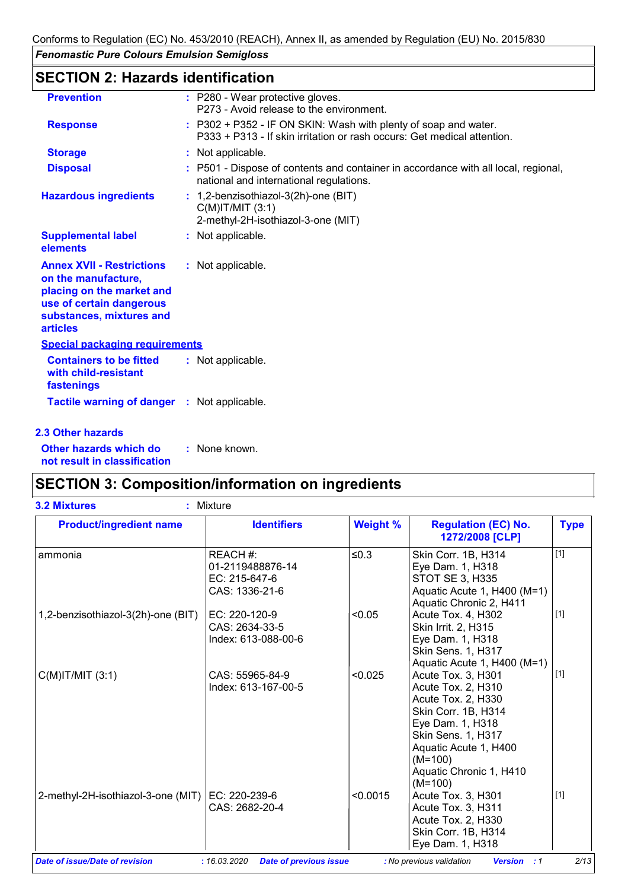Conforms to Regulation (EC) No. 453/2010 (REACH), Annex II, as amended by Regulation (EU) No. 2015/830

*Fenomastic Pure Colours Emulsion Semigloss*

## SECTION 2: Hazards identification

**Prevention** : P280 - Wear protective gloves.
P273 - Avoid release to the environment.

**Response** : P302 + P352 - IF ON SKIN: Wash with plenty of soap and water.
P333 + P313 - If skin irritation or rash occurs: Get medical attention.

**Storage** : Not applicable.

**Disposal** : P501 - Dispose of contents and container in accordance with all local, regional, national and international regulations.

**Hazardous ingredients** : 1,2-benzisothiazol-3(2h)-one (BIT)
C(M)IT/MIT (3:1)
2-methyl-2H-isothiazol-3-one (MIT)

**Supplemental label elements** : Not applicable.

**Annex XVII - Restrictions on the manufacture, placing on the market and use of certain dangerous substances, mixtures and articles** : Not applicable.

**Special packaging requirements**

**Containers to be fitted with child-resistant fastenings** : Not applicable.

**Tactile warning of danger** : Not applicable.

### 2.3 Other hazards

**Other hazards which do not result in classification** : None known.

## SECTION 3: Composition/information on ingredients

**3.2 Mixtures** : Mixture

| Product/ingredient name | Identifiers | Weight % | Regulation (EC) No. 1272/2008 [CLP] | Type |
|---|---|---|---|---|
| ammonia | REACH #: 01-2119488876-14<br>EC: 215-647-6<br>CAS: 1336-21-6 | ≤0.3 | Skin Corr. 1B, H314<br>Eye Dam. 1, H318<br>STOT SE 3, H335<br>Aquatic Acute 1, H400 (M=1)<br>Aquatic Chronic 2, H411 | [1] |
| 1,2-benzisothiazol-3(2h)-one (BIT) | EC: 220-120-9<br>CAS: 2634-33-5<br>Index: 613-088-00-6 | <0.05 | Acute Tox. 4, H302<br>Skin Irrit. 2, H315<br>Eye Dam. 1, H318<br>Skin Sens. 1, H317<br>Aquatic Acute 1, H400 (M=1) | [1] |
| C(M)IT/MIT (3:1) | CAS: 55965-84-9<br>Index: 613-167-00-5 | <0.025 | Acute Tox. 3, H301<br>Acute Tox. 2, H310<br>Acute Tox. 2, H330<br>Skin Corr. 1B, H314<br>Eye Dam. 1, H318<br>Skin Sens. 1, H317<br>Aquatic Acute 1, H400 (M=100)<br>Aquatic Chronic 1, H410 (M=100) | [1] |
| 2-methyl-2H-isothiazol-3-one (MIT) | EC: 220-239-6<br>CAS: 2682-20-4 | <0.0015 | Acute Tox. 3, H301<br>Acute Tox. 3, H311<br>Acute Tox. 2, H330<br>Skin Corr. 1B, H314<br>Eye Dam. 1, H318 | [1] |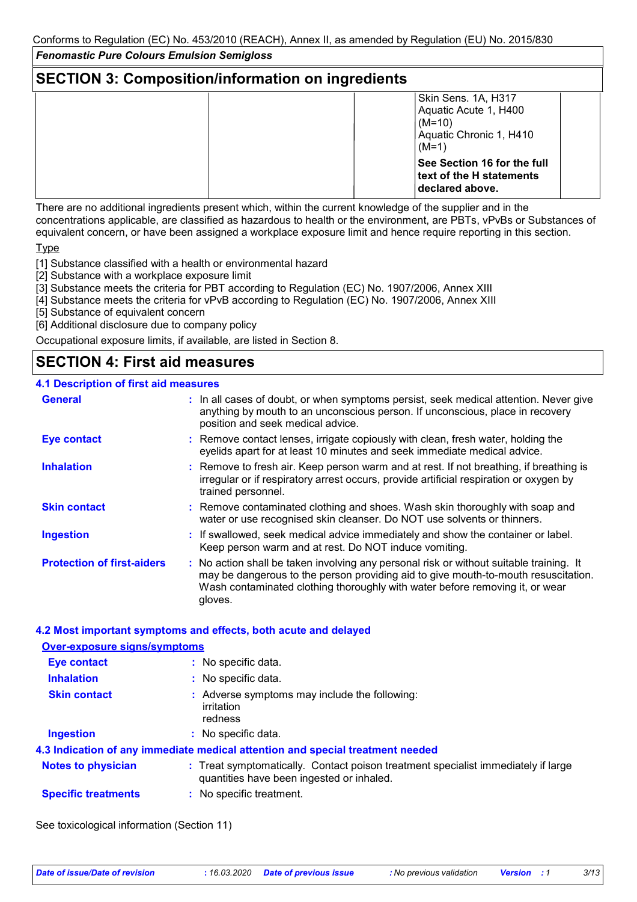## SECTION 3: Composition/information on ingredients

| | | | | |
|---|---|---|---|---|
| | | | Skin Sens. 1A, H317<br>Aquatic Acute 1, H400 (M=10)<br>Aquatic Chronic 1, H410 (M=1)<br>**See Section 16 for the full text of the H statements declared above.** | |

There are no additional ingredients present which, within the current knowledge of the supplier and in the concentrations applicable, are classified as hazardous to health or the environment, are PBTs, vPvBs or Substances of equivalent concern, or have been assigned a workplace exposure limit and hence require reporting in this section.

Type

[1] Substance classified with a health or environmental hazard
[2] Substance with a workplace exposure limit
[3] Substance meets the criteria for PBT according to Regulation (EC) No. 1907/2006, Annex XIII
[4] Substance meets the criteria for vPvB according to Regulation (EC) No. 1907/2006, Annex XIII
[5] Substance of equivalent concern
[6] Additional disclosure due to company policy

Occupational exposure limits, if available, are listed in Section 8.

## SECTION 4: First aid measures

### 4.1 Description of first aid measures

**General** : In all cases of doubt, or when symptoms persist, seek medical attention. Never give anything by mouth to an unconscious person. If unconscious, place in recovery position and seek medical advice.

**Eye contact** : Remove contact lenses, irrigate copiously with clean, fresh water, holding the eyelids apart for at least 10 minutes and seek immediate medical advice.

**Inhalation** : Remove to fresh air. Keep person warm and at rest. If not breathing, if breathing is irregular or if respiratory arrest occurs, provide artificial respiration or oxygen by trained personnel.

**Skin contact** : Remove contaminated clothing and shoes. Wash skin thoroughly with soap and water or use recognised skin cleanser. Do NOT use solvents or thinners.

**Ingestion** : If swallowed, seek medical advice immediately and show the container or label. Keep person warm and at rest. Do NOT induce vomiting.

**Protection of first-aiders** : No action shall be taken involving any personal risk or without suitable training. It may be dangerous to the person providing aid to give mouth-to-mouth resuscitation. Wash contaminated clothing thoroughly with water before removing it, or wear gloves.

### 4.2 Most important symptoms and effects, both acute and delayed

**Over-exposure signs/symptoms**

**Eye contact** : No specific data.

**Inhalation** : No specific data.

**Skin contact** : Adverse symptoms may include the following:
irritation
redness

**Ingestion** : No specific data.

### 4.3 Indication of any immediate medical attention and special treatment needed

**Notes to physician** : Treat symptomatically. Contact poison treatment specialist immediately if large quantities have been ingested or inhaled.

**Specific treatments** : No specific treatment.

See toxicological information (Section 11)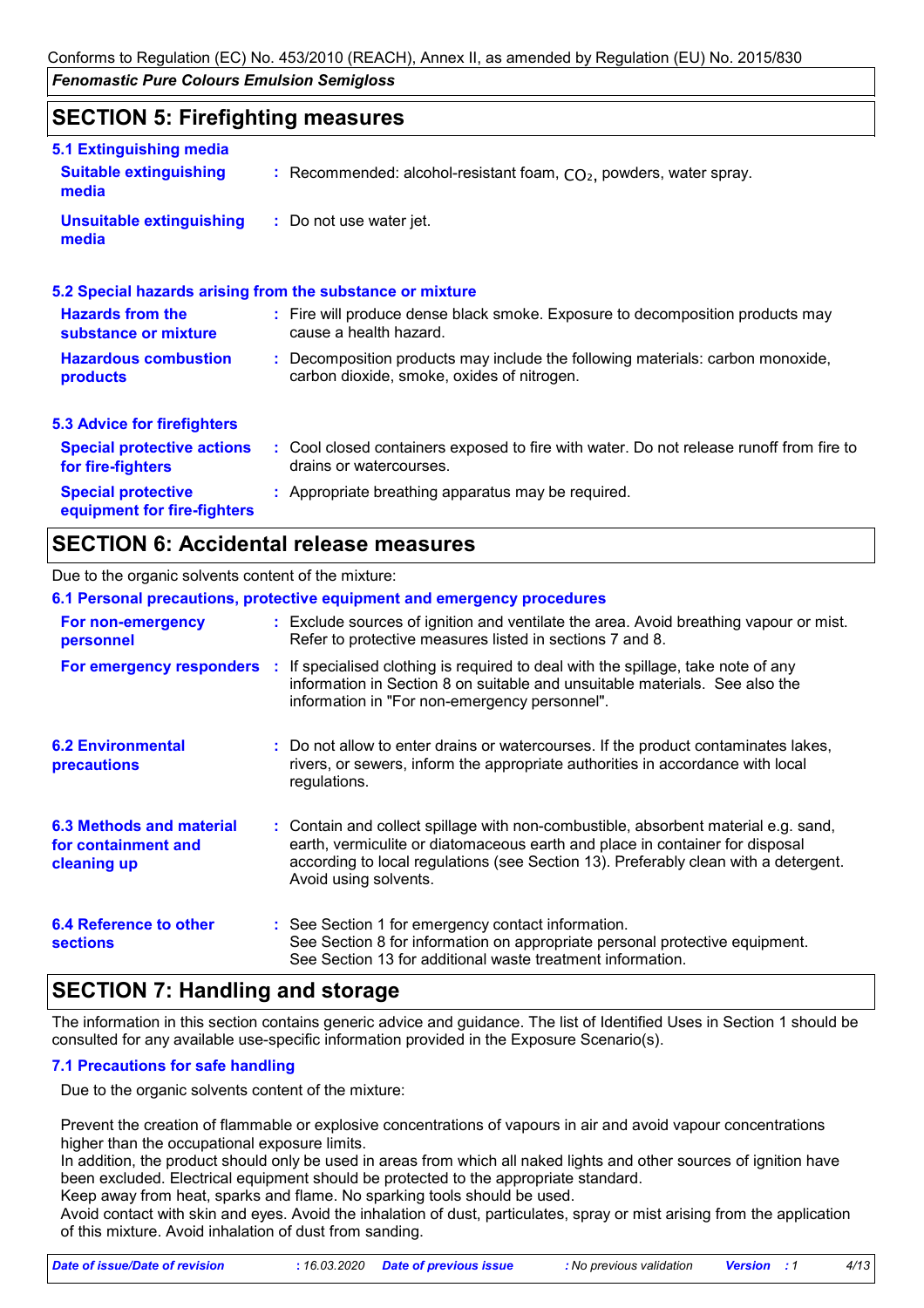## SECTION 5: Firefighting measures

### 5.1 Extinguishing media

| | |
|---|---|
| **Suitable extinguishing media** | : Recommended: alcohol-resistant foam, $CO_2$, powders, water spray. |
| **Unsuitable extinguishing media** | : Do not use water jet. |

### 5.2 Special hazards arising from the substance or mixture

| | |
|---|---|
| **Hazards from the substance or mixture** | : Fire will produce dense black smoke. Exposure to decomposition products may cause a health hazard. |
| **Hazardous combustion products** | : Decomposition products may include the following materials: carbon monoxide, carbon dioxide, smoke, oxides of nitrogen. |

### 5.3 Advice for firefighters

| | |
|---|---|
| **Special protective actions for fire-fighters** | : Cool closed containers exposed to fire with water. Do not release runoff from fire to drains or watercourses. |
| **Special protective equipment for fire-fighters** | : Appropriate breathing apparatus may be required. |

## SECTION 6: Accidental release measures

Due to the organic solvents content of the mixture:

### 6.1 Personal precautions, protective equipment and emergency procedures

| | |
|---|---|
| **For non-emergency personnel** | : Exclude sources of ignition and ventilate the area. Avoid breathing vapour or mist. Refer to protective measures listed in sections 7 and 8. |
| **For emergency responders** | : If specialised clothing is required to deal with the spillage, take note of any information in Section 8 on suitable and unsuitable materials. See also the information in "For non-emergency personnel". |

| | |
|---|---|
| **6.2 Environmental precautions** | : Do not allow to enter drains or watercourses. If the product contaminates lakes, rivers, or sewers, inform the appropriate authorities in accordance with local regulations. |
| **6.3 Methods and material for containment and cleaning up** | : Contain and collect spillage with non-combustible, absorbent material e.g. sand, earth, vermiculite or diatomaceous earth and place in container for disposal according to local regulations (see Section 13). Preferably clean with a detergent. Avoid using solvents. |
| **6.4 Reference to other sections** | : See Section 1 for emergency contact information.<br>See Section 8 for information on appropriate personal protective equipment.<br>See Section 13 for additional waste treatment information. |

## SECTION 7: Handling and storage

The information in this section contains generic advice and guidance. The list of Identified Uses in Section 1 should be consulted for any available use-specific information provided in the Exposure Scenario(s).

### 7.1 Precautions for safe handling

Due to the organic solvents content of the mixture:

Prevent the creation of flammable or explosive concentrations of vapours in air and avoid vapour concentrations higher than the occupational exposure limits.
In addition, the product should only be used in areas from which all naked lights and other sources of ignition have been excluded. Electrical equipment should be protected to the appropriate standard.
Keep away from heat, sparks and flame. No sparking tools should be used.
Avoid contact with skin and eyes. Avoid the inhalation of dust, particulates, spray or mist arising from the application of this mixture. Avoid inhalation of dust from sanding.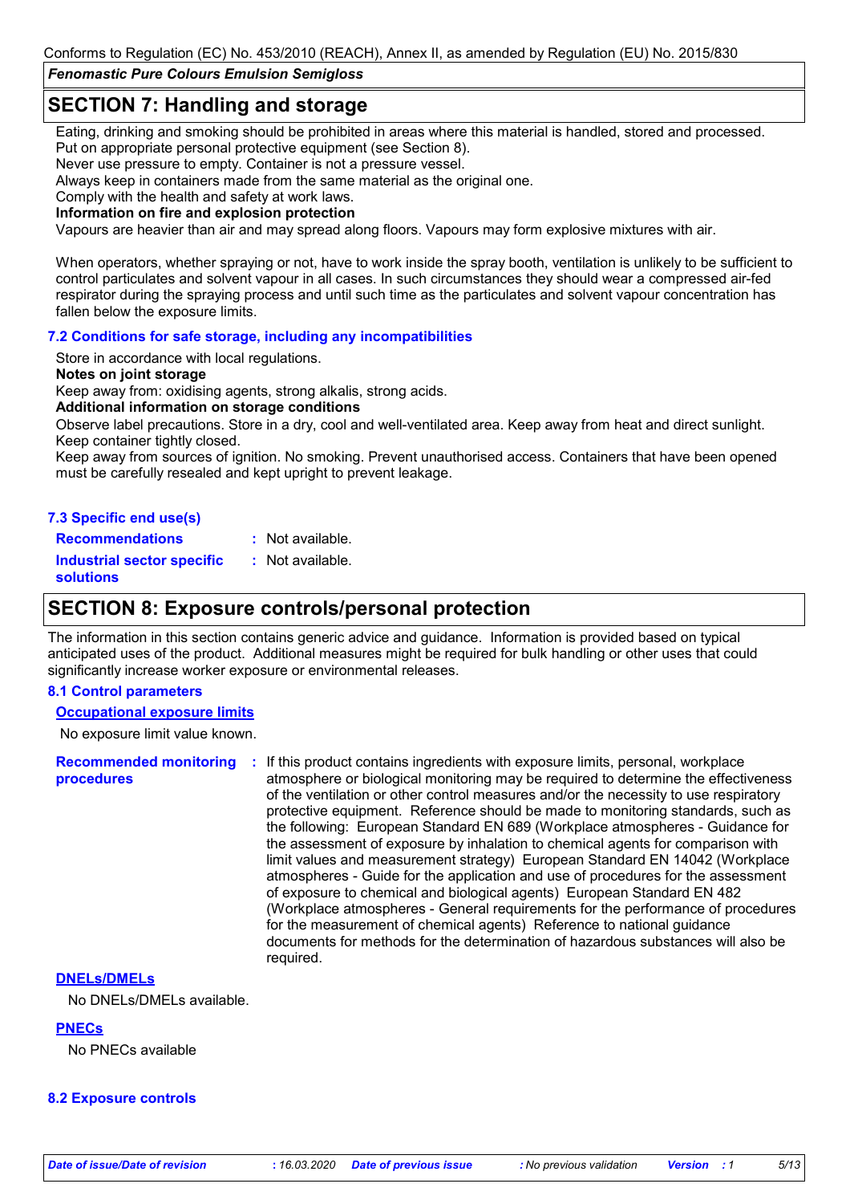## SECTION 7: Handling and storage

Eating, drinking and smoking should be prohibited in areas where this material is handled, stored and processed. Put on appropriate personal protective equipment (see Section 8).
Never use pressure to empty. Container is not a pressure vessel.
Always keep in containers made from the same material as the original one.
Comply with the health and safety at work laws.

**Information on fire and explosion protection**

Vapours are heavier than air and may spread along floors. Vapours may form explosive mixtures with air.

When operators, whether spraying or not, have to work inside the spray booth, ventilation is unlikely to be sufficient to control particulates and solvent vapour in all cases. In such circumstances they should wear a compressed air-fed respirator during the spraying process and until such time as the particulates and solvent vapour concentration has fallen below the exposure limits.

### 7.2 Conditions for safe storage, including any incompatibilities

Store in accordance with local regulations.

**Notes on joint storage**

Keep away from: oxidising agents, strong alkalis, strong acids.

**Additional information on storage conditions**

Observe label precautions. Store in a dry, cool and well-ventilated area. Keep away from heat and direct sunlight. Keep container tightly closed.
Keep away from sources of ignition. No smoking. Prevent unauthorised access. Containers that have been opened must be carefully resealed and kept upright to prevent leakage.

### 7.3 Specific end use(s)

**Recommendations** : Not available.

**Industrial sector specific solutions** : Not available.

## SECTION 8: Exposure controls/personal protection

The information in this section contains generic advice and guidance. Information is provided based on typical anticipated uses of the product. Additional measures might be required for bulk handling or other uses that could significantly increase worker exposure or environmental releases.

### 8.1 Control parameters

**Occupational exposure limits**

No exposure limit value known.

**Recommended monitoring procedures** : If this product contains ingredients with exposure limits, personal, workplace atmosphere or biological monitoring may be required to determine the effectiveness of the ventilation or other control measures and/or the necessity to use respiratory protective equipment. Reference should be made to monitoring standards, such as the following: European Standard EN 689 (Workplace atmospheres - Guidance for the assessment of exposure by inhalation to chemical agents for comparison with limit values and measurement strategy) European Standard EN 14042 (Workplace atmospheres - Guide for the application and use of procedures for the assessment of exposure to chemical and biological agents) European Standard EN 482 (Workplace atmospheres - General requirements for the performance of procedures for the measurement of chemical agents) Reference to national guidance documents for methods for the determination of hazardous substances will also be required.

**DNELs/DMELs**

No DNELs/DMELs available.

**PNECs**

No PNECs available

### 8.2 Exposure controls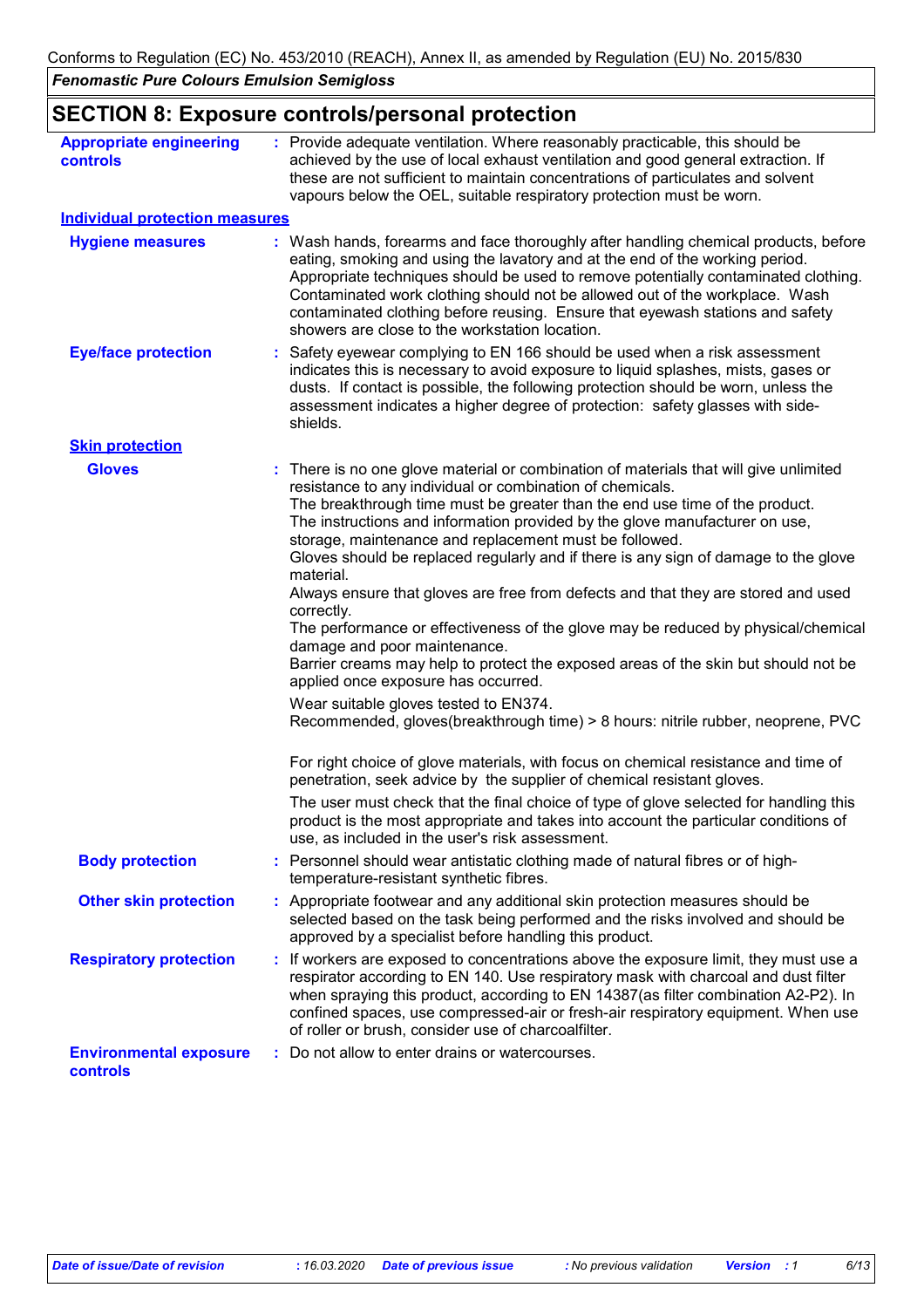## SECTION 8: Exposure controls/personal protection

**Appropriate engineering controls** : Provide adequate ventilation. Where reasonably practicable, this should be achieved by the use of local exhaust ventilation and good general extraction. If these are not sufficient to maintain concentrations of particulates and solvent vapours below the OEL, suitable respiratory protection must be worn.

### Individual protection measures

**Hygiene measures** : Wash hands, forearms and face thoroughly after handling chemical products, before eating, smoking and using the lavatory and at the end of the working period. Appropriate techniques should be used to remove potentially contaminated clothing. Contaminated work clothing should not be allowed out of the workplace. Wash contaminated clothing before reusing. Ensure that eyewash stations and safety showers are close to the workstation location.

**Eye/face protection** : Safety eyewear complying to EN 166 should be used when a risk assessment indicates this is necessary to avoid exposure to liquid splashes, mists, gases or dusts. If contact is possible, the following protection should be worn, unless the assessment indicates a higher degree of protection: safety glasses with side-shields.

#### Skin protection

**Gloves** : There is no one glove material or combination of materials that will give unlimited resistance to any individual or combination of chemicals.
The breakthrough time must be greater than the end use time of the product.
The instructions and information provided by the glove manufacturer on use, storage, maintenance and replacement must be followed.
Gloves should be replaced regularly and if there is any sign of damage to the glove material.
Always ensure that gloves are free from defects and that they are stored and used correctly.
The performance or effectiveness of the glove may be reduced by physical/chemical damage and poor maintenance.
Barrier creams may help to protect the exposed areas of the skin but should not be applied once exposure has occurred.

Wear suitable gloves tested to EN374.
Recommended, gloves(breakthrough time) > 8 hours: nitrile rubber, neoprene, PVC

For right choice of glove materials, with focus on chemical resistance and time of penetration, seek advice by the supplier of chemical resistant gloves.

The user must check that the final choice of type of glove selected for handling this product is the most appropriate and takes into account the particular conditions of use, as included in the user's risk assessment.

**Body protection** : Personnel should wear antistatic clothing made of natural fibres or of high-temperature-resistant synthetic fibres.

**Other skin protection** : Appropriate footwear and any additional skin protection measures should be selected based on the task being performed and the risks involved and should be approved by a specialist before handling this product.

**Respiratory protection** : If workers are exposed to concentrations above the exposure limit, they must use a respirator according to EN 140. Use respiratory mask with charcoal and dust filter when spraying this product, according to EN 14387(as filter combination A2-P2). In confined spaces, use compressed-air or fresh-air respiratory equipment. When use of roller or brush, consider use of charcoalfilter.

**Environmental exposure controls** : Do not allow to enter drains or watercourses.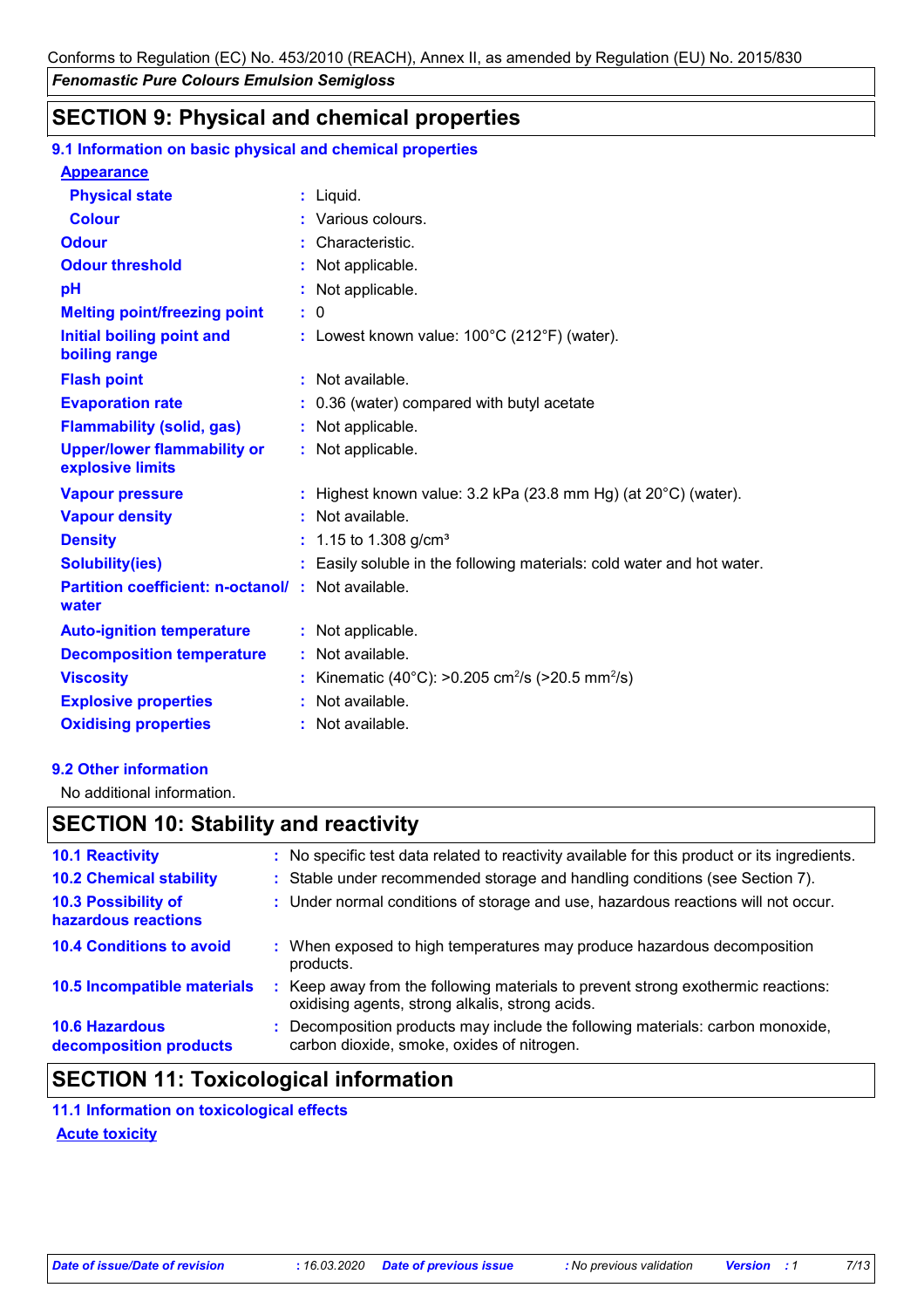## SECTION 9: Physical and chemical properties

### 9.1 Information on basic physical and chemical properties

**Appearance**

| Property | Value |
|---|---|
| **Physical state** | Liquid. |
| **Colour** | Various colours. |
| **Odour** | Characteristic. |
| **Odour threshold** | Not applicable. |
| **pH** | Not applicable. |
| **Melting point/freezing point** | 0 |
| **Initial boiling point and boiling range** | Lowest known value: 100°C (212°F) (water). |
| **Flash point** | Not available. |
| **Evaporation rate** | 0.36 (water) compared with butyl acetate |
| **Flammability (solid, gas)** | Not applicable. |
| **Upper/lower flammability or explosive limits** | Not applicable. |
| **Vapour pressure** | Highest known value: 3.2 kPa (23.8 mm Hg) (at 20°C) (water). |
| **Vapour density** | Not available. |
| **Density** | 1.15 to 1.308 g/cm³ |
| **Solubility(ies)** | Easily soluble in the following materials: cold water and hot water. |
| **Partition coefficient: n-octanol/ water** | Not available. |
| **Auto-ignition temperature** | Not applicable. |
| **Decomposition temperature** | Not available. |
| **Viscosity** | Kinematic (40°C): >0.205 $cm^2/s$ (>20.5 $mm^2/s$) |
| **Explosive properties** | Not available. |
| **Oxidising properties** | Not available. |

### 9.2 Other information

No additional information.

## SECTION 10: Stability and reactivity

| Item | Information |
|---|---|
| **10.1 Reactivity** | No specific test data related to reactivity available for this product or its ingredients. |
| **10.2 Chemical stability** | Stable under recommended storage and handling conditions (see Section 7). |
| **10.3 Possibility of hazardous reactions** | Under normal conditions of storage and use, hazardous reactions will not occur. |
| **10.4 Conditions to avoid** | When exposed to high temperatures may produce hazardous decomposition products. |
| **10.5 Incompatible materials** | Keep away from the following materials to prevent strong exothermic reactions: oxidising agents, strong alkalis, strong acids. |
| **10.6 Hazardous decomposition products** | Decomposition products may include the following materials: carbon monoxide, carbon dioxide, smoke, oxides of nitrogen. |

## SECTION 11: Toxicological information

### 11.1 Information on toxicological effects

**Acute toxicity**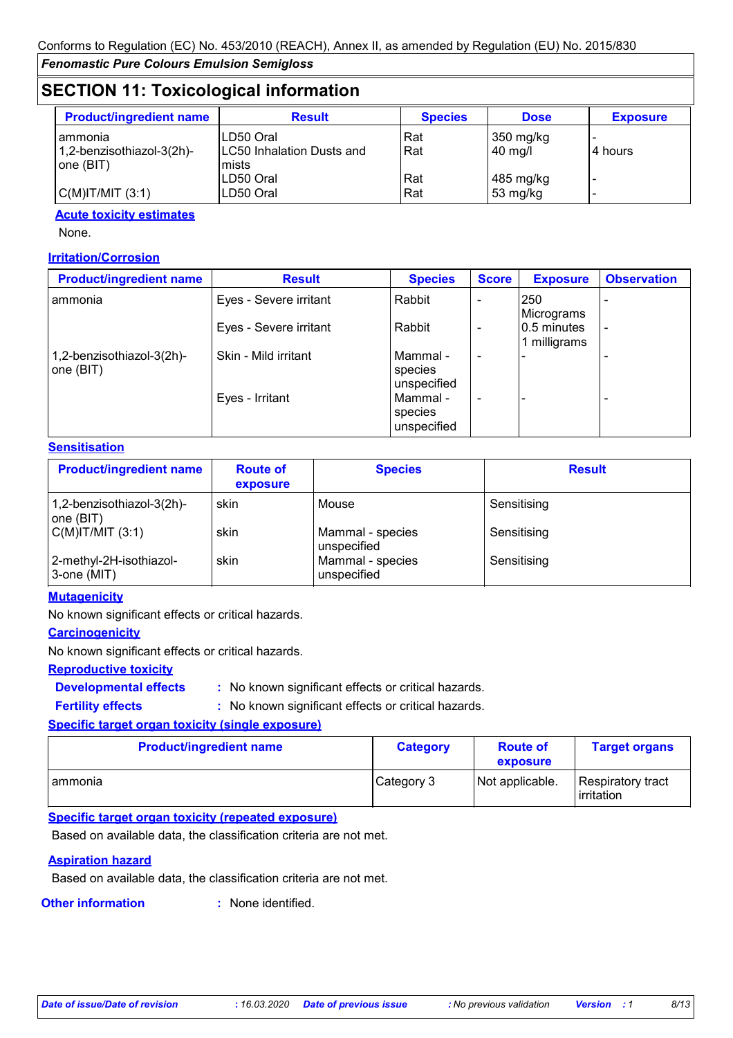## SECTION 11: Toxicological information

| Product/ingredient name | Result | Species | Dose | Exposure |
|---|---|---|---|---|
| ammonia | LD50 Oral | Rat | 350 mg/kg | - |
| 1,2-benzisothiazol-3(2h)-one (BIT) | LC50 Inhalation Dusts and mists | Rat | 40 mg/l | 4 hours |
| | LD50 Oral | Rat | 485 mg/kg | - |
| C(M)IT/MIT (3:1) | LD50 Oral | Rat | 53 mg/kg | - |

**Acute toxicity estimates**

None.

**Irritation/Corrosion**

| Product/ingredient name | Result | Species | Score | Exposure | Observation |
|---|---|---|---|---|---|
| ammonia | Eyes - Severe irritant | Rabbit | - | 250 Micrograms | - |
| | Eyes - Severe irritant | Rabbit | - | 0.5 minutes 1 milligrams | - |
| 1,2-benzisothiazol-3(2h)-one (BIT) | Skin - Mild irritant | Mammal - species unspecified | - | - | - |
| | Eyes - Irritant | Mammal - species unspecified | - | - | - |

**Sensitisation**

| Product/ingredient name | Route of exposure | Species | Result |
|---|---|---|---|
| 1,2-benzisothiazol-3(2h)-one (BIT) | skin | Mouse | Sensitising |
| C(M)IT/MIT (3:1) | skin | Mammal - species unspecified | Sensitising |
| 2-methyl-2H-isothiazol-3-one (MIT) | skin | Mammal - species unspecified | Sensitising |

**Mutagenicity**

No known significant effects or critical hazards.

**Carcinogenicity**

No known significant effects or critical hazards.

**Reproductive toxicity**

**Developmental effects** : No known significant effects or critical hazards.

**Fertility effects** : No known significant effects or critical hazards.

**Specific target organ toxicity (single exposure)**

| Product/ingredient name | Category | Route of exposure | Target organs |
|---|---|---|---|
| ammonia | Category 3 | Not applicable. | Respiratory tract irritation |

**Specific target organ toxicity (repeated exposure)**

Based on available data, the classification criteria are not met.

**Aspiration hazard**

Based on available data, the classification criteria are not met.

**Other information** : None identified.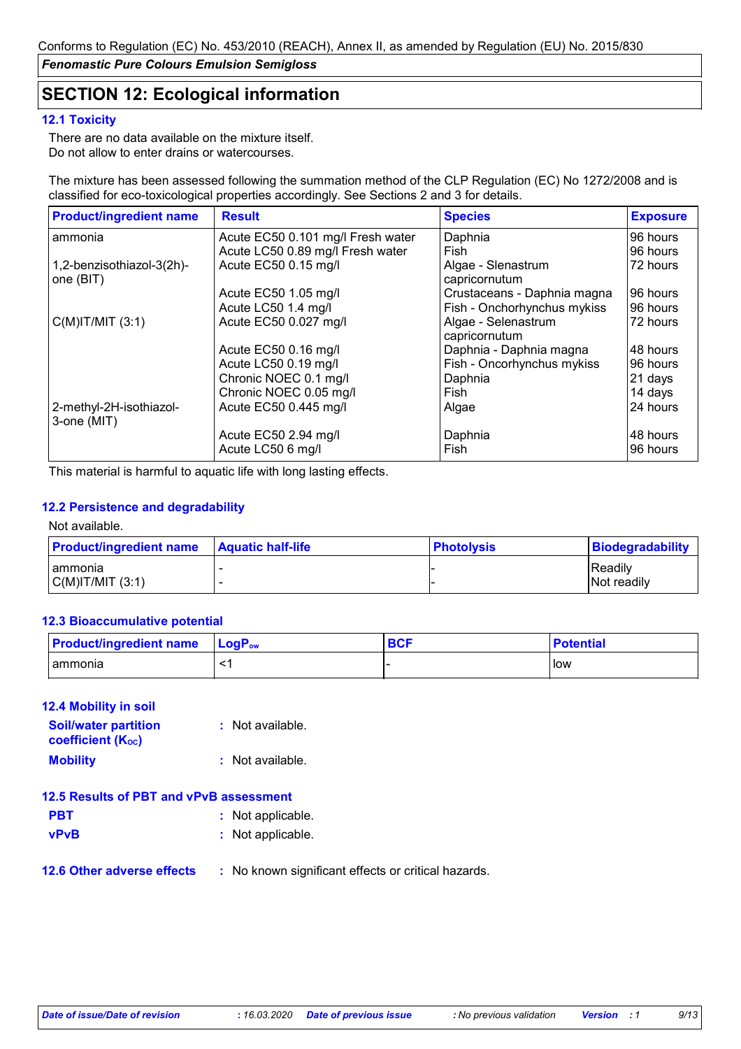Conforms to Regulation (EC) No. 453/2010 (REACH), Annex II, as amended by Regulation (EU) No. 2015/830

*Fenomastic Pure Colours Emulsion Semigloss*

## SECTION 12: Ecological information

### 12.1 Toxicity

There are no data available on the mixture itself.
Do not allow to enter drains or watercourses.

The mixture has been assessed following the summation method of the CLP Regulation (EC) No 1272/2008 and is classified for eco-toxicological properties accordingly. See Sections 2 and 3 for details.

| Product/ingredient name | Result | Species | Exposure |
|---|---|---|---|
| ammonia | Acute EC50 0.101 mg/l Fresh water | Daphnia | 96 hours |
| | Acute LC50 0.89 mg/l Fresh water | Fish | 96 hours |
| 1,2-benzisothiazol-3(2h)-one (BIT) | Acute EC50 0.15 mg/l | Algae - Slenastrum capricornutum | 72 hours |
| | Acute EC50 1.05 mg/l | Crustaceans - Daphnia magna | 96 hours |
| | Acute LC50 1.4 mg/l | Fish - Onchorhynchus mykiss | 96 hours |
| C(M)IT/MIT (3:1) | Acute EC50 0.027 mg/l | Algae - Selenastrum capricornutum | 72 hours |
| | Acute EC50 0.16 mg/l | Daphnia - Daphnia magna | 48 hours |
| | Acute LC50 0.19 mg/l | Fish - Oncorhynchus mykiss | 96 hours |
| | Chronic NOEC 0.1 mg/l | Daphnia | 21 days |
| | Chronic NOEC 0.05 mg/l | Fish | 14 days |
| 2-methyl-2H-isothiazol-3-one (MIT) | Acute EC50 0.445 mg/l | Algae | 24 hours |
| | Acute EC50 2.94 mg/l | Daphnia | 48 hours |
| | Acute LC50 6 mg/l | Fish | 96 hours |

This material is harmful to aquatic life with long lasting effects.

### 12.2 Persistence and degradability

Not available.

| Product/ingredient name | Aquatic half-life | Photolysis | Biodegradability |
|---|---|---|---|
| ammonia | - | - | Readily |
| C(M)IT/MIT (3:1) | - | - | Not readily |

### 12.3 Bioaccumulative potential

| Product/ingredient name | $LogP_{ow}$ | BCF | Potential |
|---|---|---|---|
| ammonia | <1 | - | low |

### 12.4 Mobility in soil

**Soil/water partition coefficient ($K_{OC}$)** : Not available.

**Mobility** : Not available.

### 12.5 Results of PBT and vPvB assessment

**PBT** : Not applicable.

**vPvB** : Not applicable.

### 12.6 Other adverse effects

: No known significant effects or critical hazards.

*Date of issue/Date of revision* : 16.03.2020 *Date of previous issue* : No previous validation *Version* : 1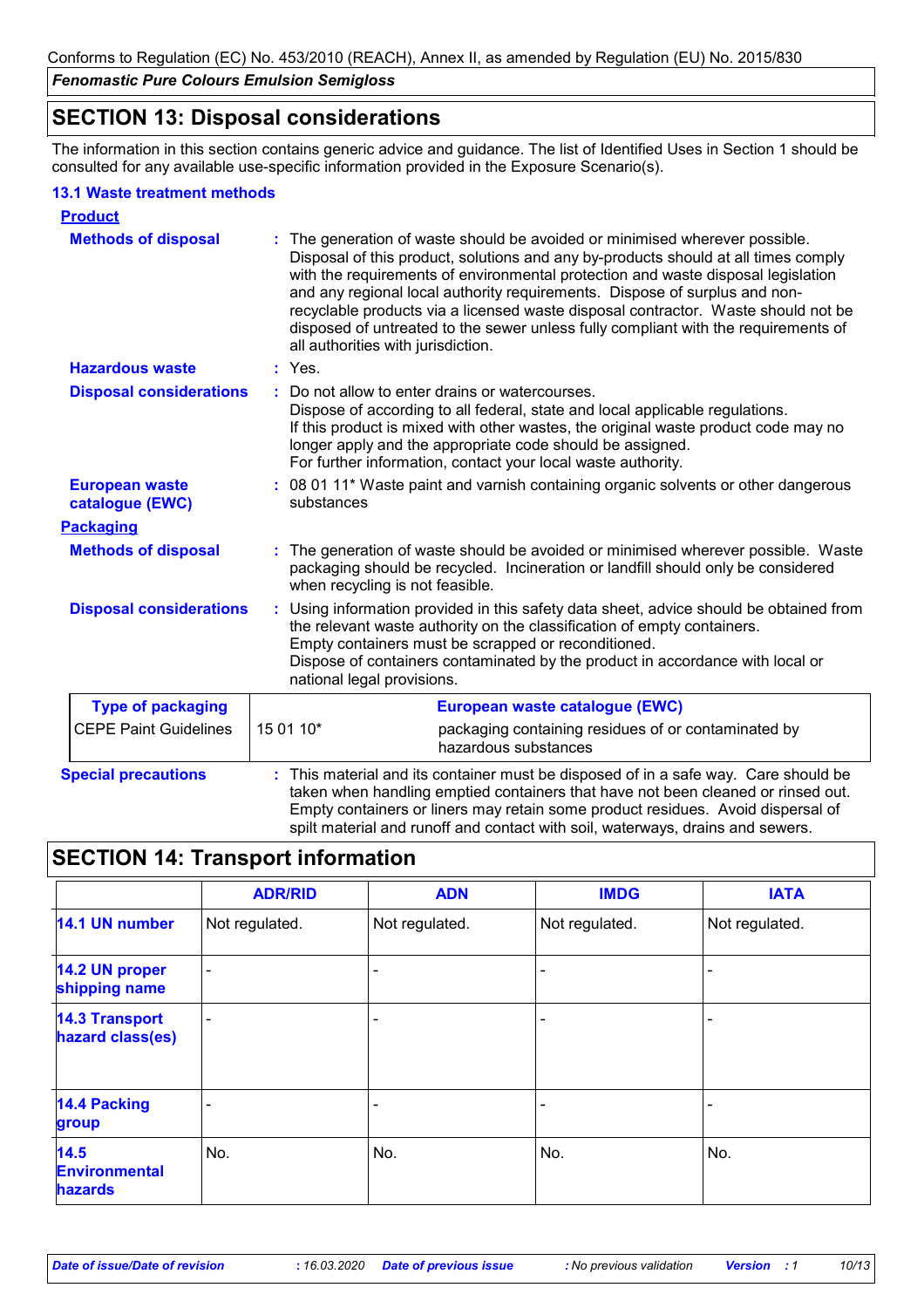## SECTION 13: Disposal considerations

The information in this section contains generic advice and guidance. The list of Identified Uses in Section 1 should be consulted for any available use-specific information provided in the Exposure Scenario(s).

### 13.1 Waste treatment methods

**Product**

**Methods of disposal** : The generation of waste should be avoided or minimised wherever possible. Disposal of this product, solutions and any by-products should at all times comply with the requirements of environmental protection and waste disposal legislation and any regional local authority requirements. Dispose of surplus and non-recyclable products via a licensed waste disposal contractor. Waste should not be disposed of untreated to the sewer unless fully compliant with the requirements of all authorities with jurisdiction.

**Hazardous waste** : Yes.

**Disposal considerations** : Do not allow to enter drains or watercourses.
Dispose of according to all federal, state and local applicable regulations.
If this product is mixed with other wastes, the original waste product code may no longer apply and the appropriate code should be assigned.
For further information, contact your local waste authority.

**European waste catalogue (EWC)** : 08 01 11* Waste paint and varnish containing organic solvents or other dangerous substances

**Packaging**

**Methods of disposal** : The generation of waste should be avoided or minimised wherever possible. Waste packaging should be recycled. Incineration or landfill should only be considered when recycling is not feasible.

**Disposal considerations** : Using information provided in this safety data sheet, advice should be obtained from the relevant waste authority on the classification of empty containers.
Empty containers must be scrapped or reconditioned.
Dispose of containers contaminated by the product in accordance with local or national legal provisions.

| Type of packaging | European waste catalogue (EWC) | |
|---|---|---|
| CEPE Paint Guidelines | 15 01 10* | packaging containing residues of or contaminated by hazardous substances |

**Special precautions** : This material and its container must be disposed of in a safe way. Care should be taken when handling emptied containers that have not been cleaned or rinsed out. Empty containers or liners may retain some product residues. Avoid dispersal of spilt material and runoff and contact with soil, waterways, drains and sewers.

## SECTION 14: Transport information

| | ADR/RID | ADN | IMDG | IATA |
|---|---|---|---|---|
| 14.1 UN number | Not regulated. | Not regulated. | Not regulated. | Not regulated. |
| 14.2 UN proper shipping name | - | - | - | - |
| 14.3 Transport hazard class(es) | - | - | - | - |
| 14.4 Packing group | - | - | - | - |
| 14.5 Environmental hazards | No. | No. | No. | No. |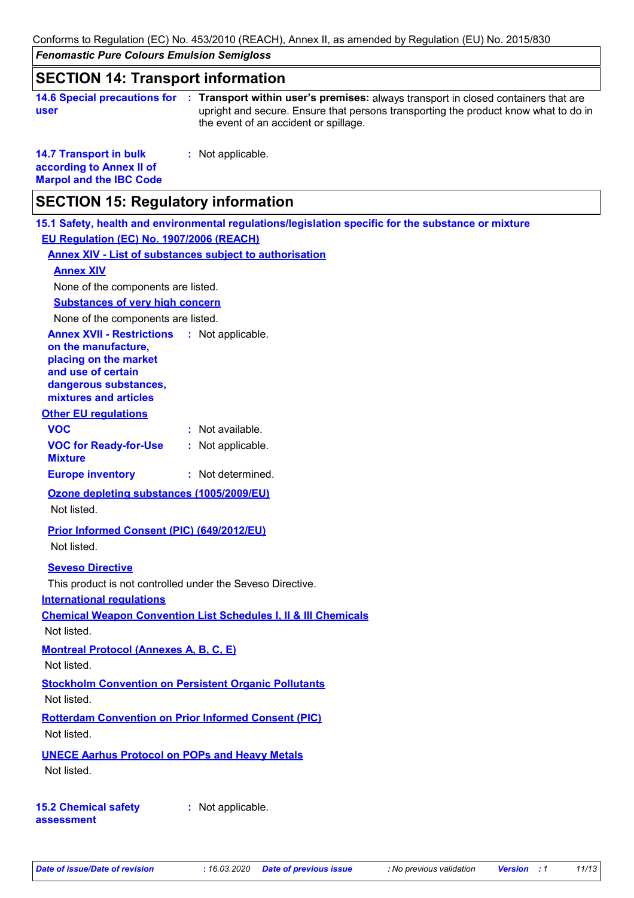## SECTION 14: Transport information

**14.6 Special precautions for user** : **Transport within user's premises:** always transport in closed containers that are upright and secure. Ensure that persons transporting the product know what to do in the event of an accident or spillage.

**14.7 Transport in bulk according to Annex II of Marpol and the IBC Code** : Not applicable.

## SECTION 15: Regulatory information

### 15.1 Safety, health and environmental regulations/legislation specific for the substance or mixture

**EU Regulation (EC) No. 1907/2006 (REACH)**

**Annex XIV - List of substances subject to authorisation**

**Annex XIV**

None of the components are listed.

**Substances of very high concern**

None of the components are listed.

**Annex XVII - Restrictions on the manufacture, placing on the market and use of certain dangerous substances, mixtures and articles** : Not applicable.

**Other EU regulations**

**VOC** : Not available.

**VOC for Ready-for-Use Mixture** : Not applicable.

**Europe inventory** : Not determined.

**Ozone depleting substances (1005/2009/EU)**

Not listed.

**Prior Informed Consent (PIC) (649/2012/EU)**

Not listed.

**Seveso Directive**

This product is not controlled under the Seveso Directive.

**International regulations**

**Chemical Weapon Convention List Schedules I, II & III Chemicals**

Not listed.

**Montreal Protocol (Annexes A, B, C, E)**

Not listed.

**Stockholm Convention on Persistent Organic Pollutants**

Not listed.

**Rotterdam Convention on Prior Informed Consent (PIC)**

Not listed.

**UNECE Aarhus Protocol on POPs and Heavy Metals**

Not listed.

**15.2 Chemical safety assessment** : Not applicable.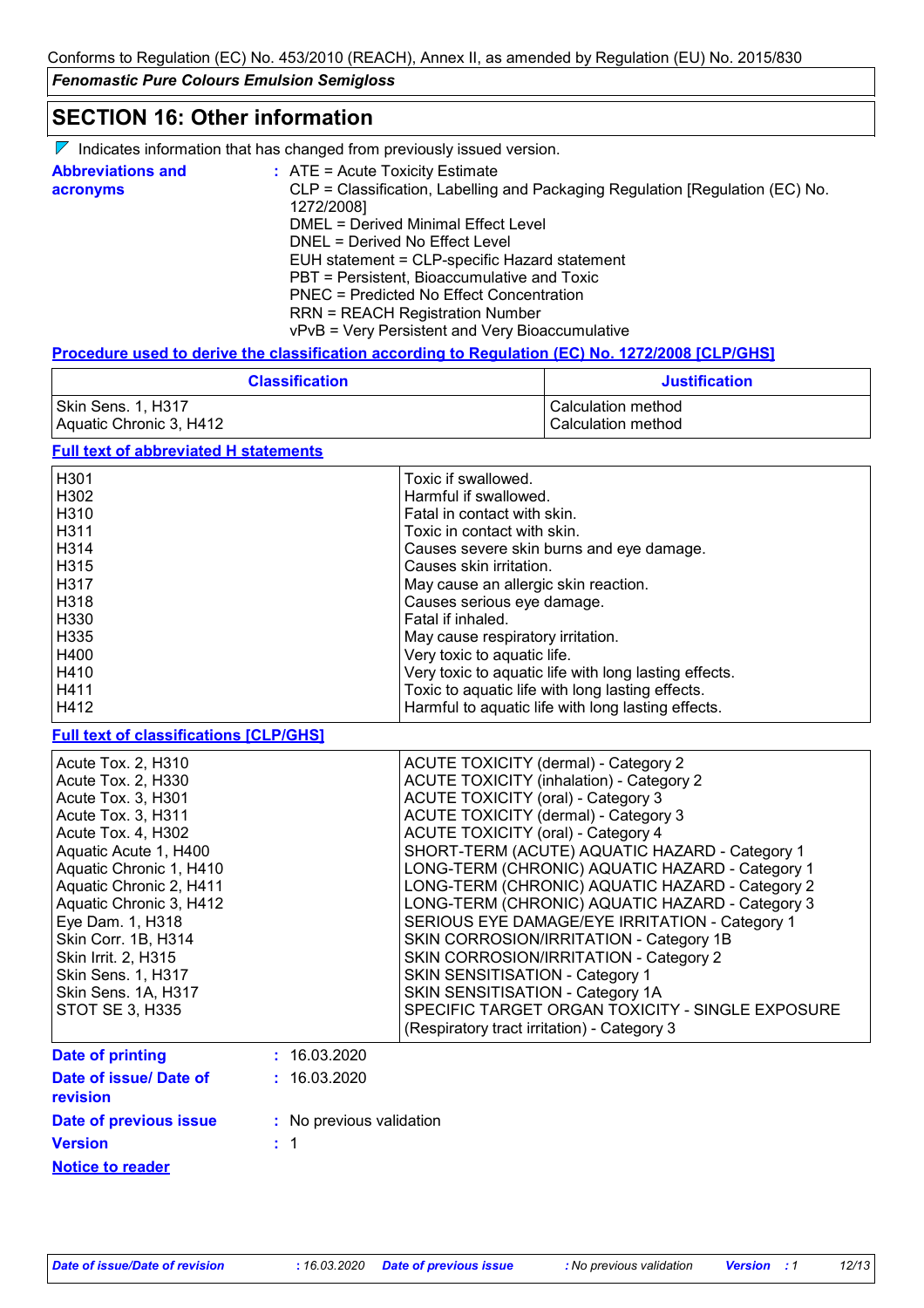## SECTION 16: Other information

Indicates information that has changed from previously issued version.

**Abbreviations and acronyms** : ATE = Acute Toxicity Estimate
CLP = Classification, Labelling and Packaging Regulation [Regulation (EC) No. 1272/2008]
DMEL = Derived Minimal Effect Level
DNEL = Derived No Effect Level
EUH statement = CLP-specific Hazard statement
PBT = Persistent, Bioaccumulative and Toxic
PNEC = Predicted No Effect Concentration
RRN = REACH Registration Number
vPvB = Very Persistent and Very Bioaccumulative

**Procedure used to derive the classification according to Regulation (EC) No. 1272/2008 [CLP/GHS]**

| Classification | Justification |
|---|---|
| Skin Sens. 1, H317 | Calculation method |
| Aquatic Chronic 3, H412 | Calculation method |

**Full text of abbreviated H statements**

| | |
|---|---|
| H301 | Toxic if swallowed. |
| H302 | Harmful if swallowed. |
| H310 | Fatal in contact with skin. |
| H311 | Toxic in contact with skin. |
| H314 | Causes severe skin burns and eye damage. |
| H315 | Causes skin irritation. |
| H317 | May cause an allergic skin reaction. |
| H318 | Causes serious eye damage. |
| H330 | Fatal if inhaled. |
| H335 | May cause respiratory irritation. |
| H400 | Very toxic to aquatic life. |
| H410 | Very toxic to aquatic life with long lasting effects. |
| H411 | Toxic to aquatic life with long lasting effects. |
| H412 | Harmful to aquatic life with long lasting effects. |

**Full text of classifications [CLP/GHS]**

| | |
|---|---|
| Acute Tox. 2, H310 | ACUTE TOXICITY (dermal) - Category 2 |
| Acute Tox. 2, H330 | ACUTE TOXICITY (inhalation) - Category 2 |
| Acute Tox. 3, H301 | ACUTE TOXICITY (oral) - Category 3 |
| Acute Tox. 3, H311 | ACUTE TOXICITY (dermal) - Category 3 |
| Acute Tox. 4, H302 | ACUTE TOXICITY (oral) - Category 4 |
| Aquatic Acute 1, H400 | SHORT-TERM (ACUTE) AQUATIC HAZARD - Category 1 |
| Aquatic Chronic 1, H410 | LONG-TERM (CHRONIC) AQUATIC HAZARD - Category 1 |
| Aquatic Chronic 2, H411 | LONG-TERM (CHRONIC) AQUATIC HAZARD - Category 2 |
| Aquatic Chronic 3, H412 | LONG-TERM (CHRONIC) AQUATIC HAZARD - Category 3 |
| Eye Dam. 1, H318 | SERIOUS EYE DAMAGE/EYE IRRITATION - Category 1 |
| Skin Corr. 1B, H314 | SKIN CORROSION/IRRITATION - Category 1B |
| Skin Irrit. 2, H315 | SKIN CORROSION/IRRITATION - Category 2 |
| Skin Sens. 1, H317 | SKIN SENSITISATION - Category 1 |
| Skin Sens. 1A, H317 | SKIN SENSITISATION - Category 1A |
| STOT SE 3, H335 | SPECIFIC TARGET ORGAN TOXICITY - SINGLE EXPOSURE (Respiratory tract irritation) - Category 3 |

**Date of printing** : 16.03.2020

**Date of issue/ Date of revision** : 16.03.2020

**Date of previous issue** : No previous validation

**Version** : 1

**Notice to reader**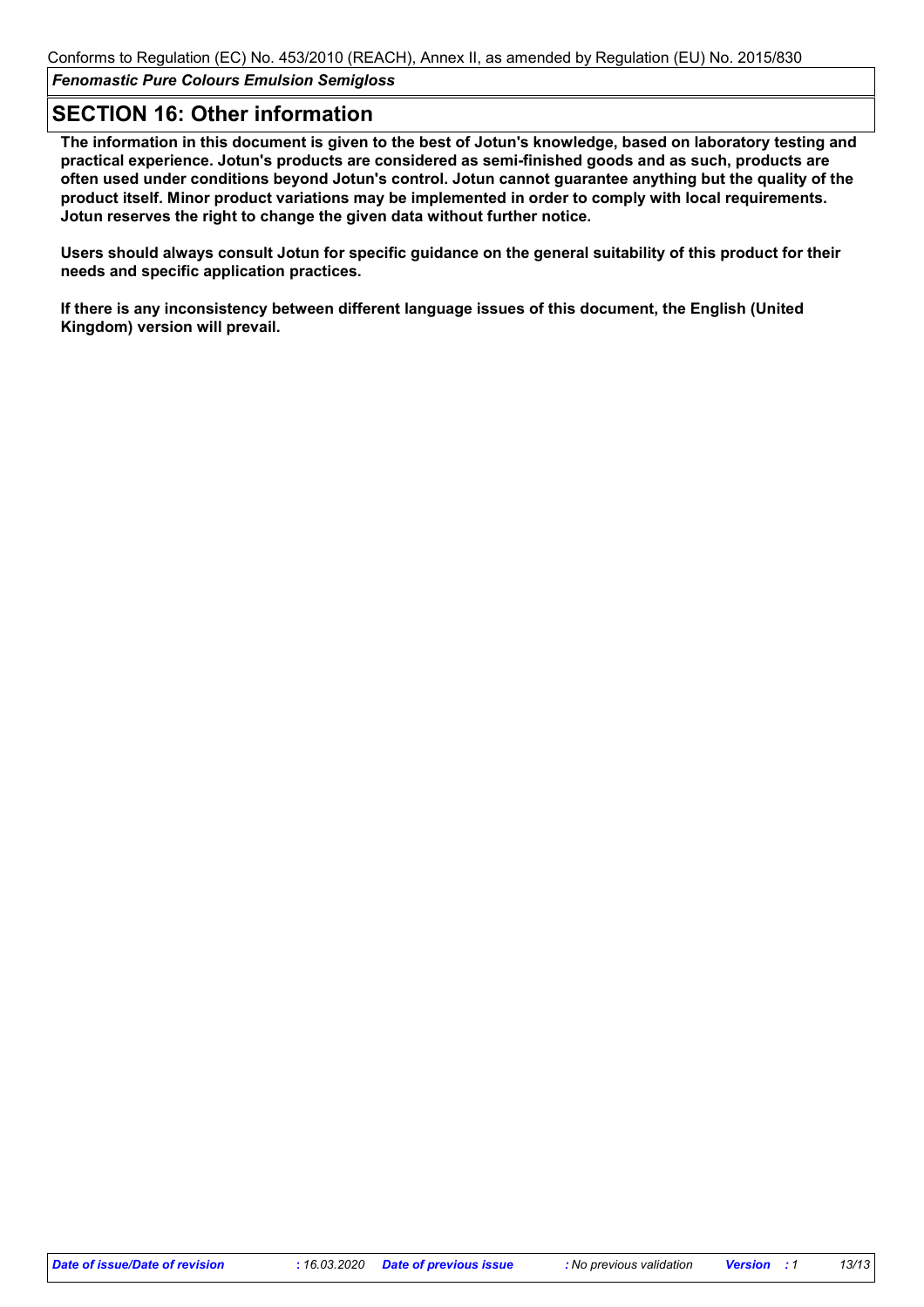## SECTION 16: Other information

**The information in this document is given to the best of Jotun's knowledge, based on laboratory testing and practical experience. Jotun's products are considered as semi-finished goods and as such, products are often used under conditions beyond Jotun's control. Jotun cannot guarantee anything but the quality of the product itself. Minor product variations may be implemented in order to comply with local requirements. Jotun reserves the right to change the given data without further notice.**

**Users should always consult Jotun for specific guidance on the general suitability of this product for their needs and specific application practices.**

**If there is any inconsistency between different language issues of this document, the English (United Kingdom) version will prevail.**